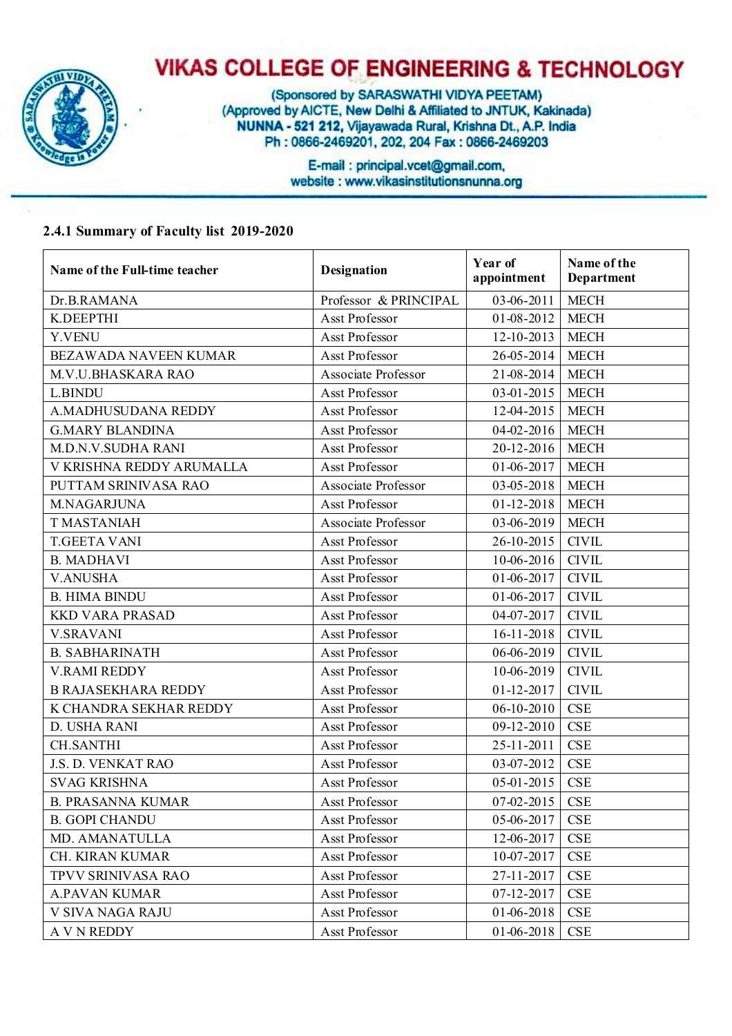# VIKAS COLLEGE OF ENGINEERING & TECHNOLOGY

(Sponsored by SARASWATHI VIDYA PEETAM)
(Approved by AICTE, New Delhi & Affiliated to JNTUK, Kakinada)
**NUNNA - 521 212**, Vijayawada Rural, Krishna Dt., A.P. India
Ph : 0866-2469201, 202, 204 Fax : 0866-2469203

E-mail : principal.vcet@gmail.com,
website : www.vikasinstitutionsnunna.org

### 2.4.1 Summary of Faculty list 2019-2020

| Name of the Full-time teacher | Designation | Year of appointment | Name of the Department |
|---|---|---|---|
| Dr.B.RAMANA | Professor & PRINCIPAL | 03-06-2011 | MECH |
| K.DEEPTHI | Asst Professor | 01-08-2012 | MECH |
| Y.VENU | Asst Professor | 12-10-2013 | MECH |
| BEZAWADA NAVEEN KUMAR | Asst Professor | 26-05-2014 | MECH |
| M.V.U.BHASKARA RAO | Associate Professor | 21-08-2014 | MECH |
| L.BINDU | Asst Professor | 03-01-2015 | MECH |
| A.MADHUSUDANA REDDY | Asst Professor | 12-04-2015 | MECH |
| G.MARY BLANDINA | Asst Professor | 04-02-2016 | MECH |
| M.D.N.V.SUDHA RANI | Asst Professor | 20-12-2016 | MECH |
| V KRISHNA REDDY ARUMALLA | Asst Professor | 01-06-2017 | MECH |
| PUTTAM SRINIVASA RAO | Associate Professor | 03-05-2018 | MECH |
| M.NAGARJUNA | Asst Professor | 01-12-2018 | MECH |
| T MASTANIAH | Associate Professor | 03-06-2019 | MECH |
| T.GEETA VANI | Asst Professor | 26-10-2015 | CIVIL |
| B. MADHAVI | Asst Professor | 10-06-2016 | CIVIL |
| V.ANUSHA | Asst Professor | 01-06-2017 | CIVIL |
| B. HIMA BINDU | Asst Professor | 01-06-2017 | CIVIL |
| KKD VARA PRASAD | Asst Professor | 04-07-2017 | CIVIL |
| V.SRAVANI | Asst Professor | 16-11-2018 | CIVIL |
| B. SABHARINATH | Asst Professor | 06-06-2019 | CIVIL |
| V.RAMI REDDY | Asst Professor | 10-06-2019 | CIVIL |
| B RAJASEKHARA REDDY | Asst Professor | 01-12-2017 | CIVIL |
| K CHANDRA SEKHAR REDDY | Asst Professor | 06-10-2010 | CSE |
| D. USHA RANI | Asst Professor | 09-12-2010 | CSE |
| CH.SANTHI | Asst Professor | 25-11-2011 | CSE |
| J.S. D. VENKAT RAO | Asst Professor | 03-07-2012 | CSE |
| SVAG KRISHNA | Asst Professor | 05-01-2015 | CSE |
| B. PRASANNA KUMAR | Asst Professor | 07-02-2015 | CSE |
| B. GOPI CHANDU | Asst Professor | 05-06-2017 | CSE |
| MD. AMANATULLA | Asst Professor | 12-06-2017 | CSE |
| CH. KIRAN KUMAR | Asst Professor | 10-07-2017 | CSE |
| TPVV SRINIVASA RAO | Asst Professor | 27-11-2017 | CSE |
| A.PAVAN KUMAR | Asst Professor | 07-12-2017 | CSE |
| V SIVA NAGA RAJU | Asst Professor | 01-06-2018 | CSE |
| A V N REDDY | Asst Professor | 01-06-2018 | CSE |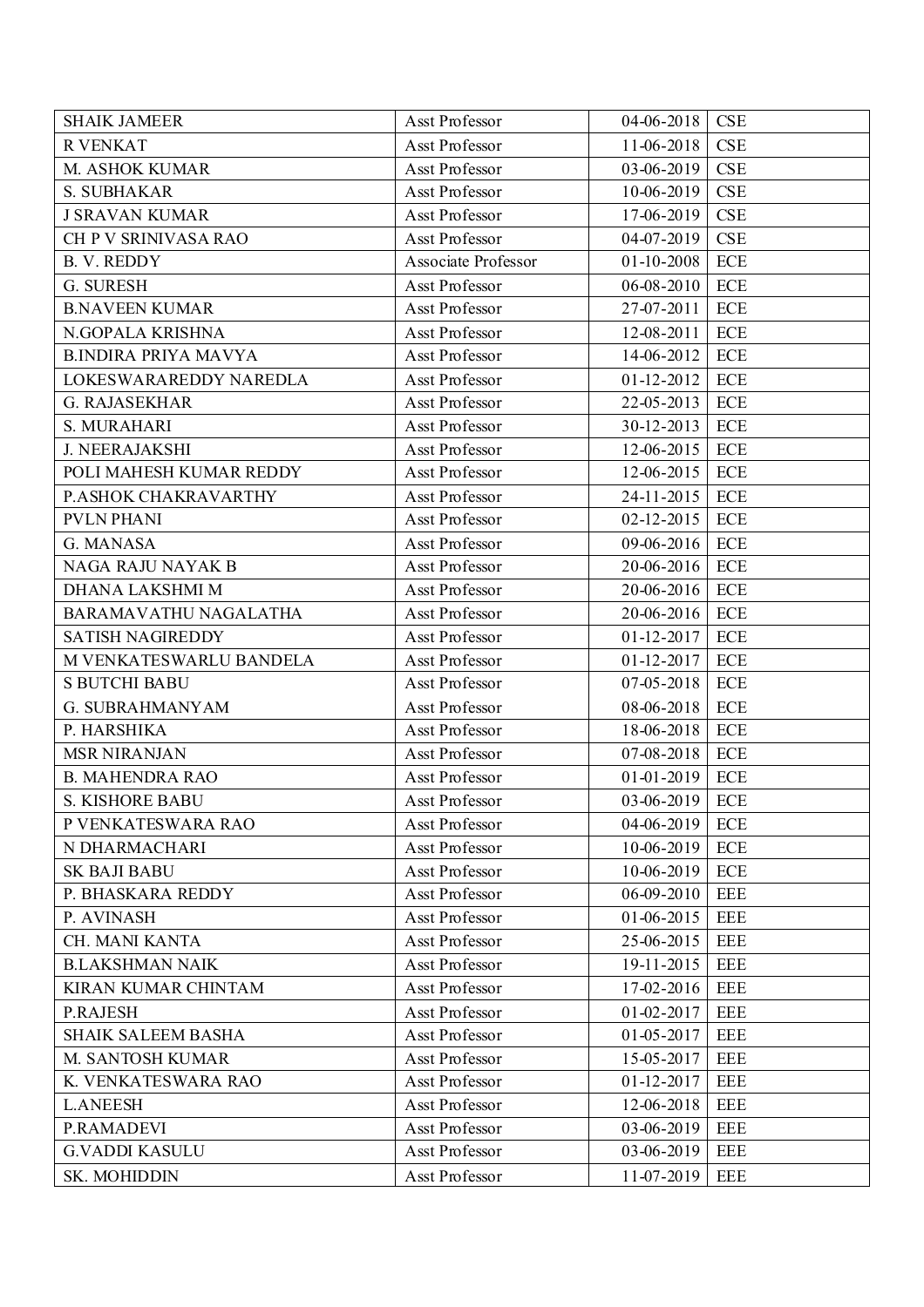| SHAIK JAMEER | Asst Professor | 04-06-2018 | CSE |
|---|---|---|---|
| R VENKAT | Asst Professor | 11-06-2018 | CSE |
| M. ASHOK KUMAR | Asst Professor | 03-06-2019 | CSE |
| S. SUBHAKAR | Asst Professor | 10-06-2019 | CSE |
| J SRAVAN KUMAR | Asst Professor | 17-06-2019 | CSE |
| CH P V SRINIVASA RAO | Asst Professor | 04-07-2019 | CSE |
| B. V. REDDY | Associate Professor | 01-10-2008 | ECE |
| G. SURESH | Asst Professor | 06-08-2010 | ECE |
| B.NAVEEN KUMAR | Asst Professor | 27-07-2011 | ECE |
| N.GOPALA KRISHNA | Asst Professor | 12-08-2011 | ECE |
| B.INDIRA PRIYA MAVYA | Asst Professor | 14-06-2012 | ECE |
| LOKESWARAREDDY NAREDLA | Asst Professor | 01-12-2012 | ECE |
| G. RAJASEKHAR | Asst Professor | 22-05-2013 | ECE |
| S. MURAHARI | Asst Professor | 30-12-2013 | ECE |
| J. NEERAJAKSHI | Asst Professor | 12-06-2015 | ECE |
| POLI MAHESH KUMAR REDDY | Asst Professor | 12-06-2015 | ECE |
| P.ASHOK CHAKRAVARTHY | Asst Professor | 24-11-2015 | ECE |
| PVLN PHANI | Asst Professor | 02-12-2015 | ECE |
| G. MANASA | Asst Professor | 09-06-2016 | ECE |
| NAGA RAJU NAYAK B | Asst Professor | 20-06-2016 | ECE |
| DHANA LAKSHMI M | Asst Professor | 20-06-2016 | ECE |
| BARAMAVATHU NAGALATHA | Asst Professor | 20-06-2016 | ECE |
| SATISH NAGIREDDY | Asst Professor | 01-12-2017 | ECE |
| M VENKATESWARLU BANDELA | Asst Professor | 01-12-2017 | ECE |
| S BUTCHI BABU | Asst Professor | 07-05-2018 | ECE |
| G. SUBRAHMANYAM | Asst Professor | 08-06-2018 | ECE |
| P. HARSHIKA | Asst Professor | 18-06-2018 | ECE |
| MSR NIRANJAN | Asst Professor | 07-08-2018 | ECE |
| B. MAHENDRA RAO | Asst Professor | 01-01-2019 | ECE |
| S. KISHORE BABU | Asst Professor | 03-06-2019 | ECE |
| P VENKATESWARA RAO | Asst Professor | 04-06-2019 | ECE |
| N DHARMACHARI | Asst Professor | 10-06-2019 | ECE |
| SK BAJI BABU | Asst Professor | 10-06-2019 | ECE |
| P. BHASKARA REDDY | Asst Professor | 06-09-2010 | EEE |
| P. AVINASH | Asst Professor | 01-06-2015 | EEE |
| CH. MANI KANTA | Asst Professor | 25-06-2015 | EEE |
| B.LAKSHMAN NAIK | Asst Professor | 19-11-2015 | EEE |
| KIRAN KUMAR CHINTAM | Asst Professor | 17-02-2016 | EEE |
| P.RAJESH | Asst Professor | 01-02-2017 | EEE |
| SHAIK SALEEM BASHA | Asst Professor | 01-05-2017 | EEE |
| M. SANTOSH KUMAR | Asst Professor | 15-05-2017 | EEE |
| K. VENKATESWARA RAO | Asst Professor | 01-12-2017 | EEE |
| L.ANEESH | Asst Professor | 12-06-2018 | EEE |
| P.RAMADEVI | Asst Professor | 03-06-2019 | EEE |
| G.VADDI KASULU | Asst Professor | 03-06-2019 | EEE |
| SK. MOHIDDIN | Asst Professor | 11-07-2019 | EEE |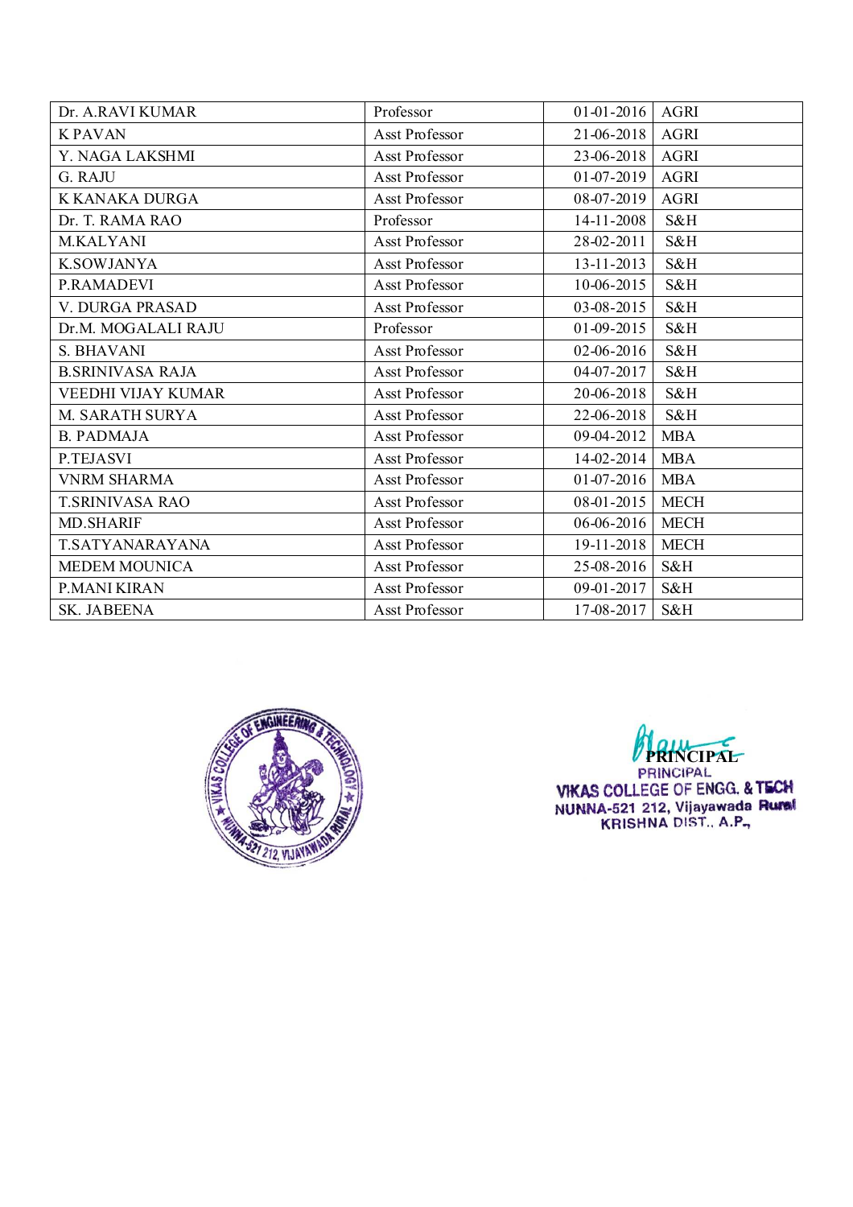| Dr. A.RAVI KUMAR | Professor | 01-01-2016 | AGRI |
|---|---|---|---|
| K PAVAN | Asst Professor | 21-06-2018 | AGRI |
| Y. NAGA LAKSHMI | Asst Professor | 23-06-2018 | AGRI |
| G. RAJU | Asst Professor | 01-07-2019 | AGRI |
| K KANAKA DURGA | Asst Professor | 08-07-2019 | AGRI |
| Dr. T. RAMA RAO | Professor | 14-11-2008 | S&H |
| M.KALYANI | Asst Professor | 28-02-2011 | S&H |
| K.SOWJANYA | Asst Professor | 13-11-2013 | S&H |
| P.RAMADEVI | Asst Professor | 10-06-2015 | S&H |
| V. DURGA PRASAD | Asst Professor | 03-08-2015 | S&H |
| Dr.M. MOGALALI RAJU | Professor | 01-09-2015 | S&H |
| S. BHAVANI | Asst Professor | 02-06-2016 | S&H |
| B.SRINIVASA RAJA | Asst Professor | 04-07-2017 | S&H |
| VEEDHI VIJAY KUMAR | Asst Professor | 20-06-2018 | S&H |
| M. SARATH SURYA | Asst Professor | 22-06-2018 | S&H |
| B. PADMAJA | Asst Professor | 09-04-2012 | MBA |
| P.TEJASVI | Asst Professor | 14-02-2014 | MBA |
| VNRM SHARMA | Asst Professor | 01-07-2016 | MBA |
| T.SRINIVASA RAO | Asst Professor | 08-01-2015 | MECH |
| MD.SHARIF | Asst Professor | 06-06-2016 | MECH |
| T.SATYANARAYANA | Asst Professor | 19-11-2018 | MECH |
| MEDEM MOUNICA | Asst Professor | 25-08-2016 | S&H |
| P.MANI KIRAN | Asst Professor | 09-01-2017 | S&H |
| SK. JABEENA | Asst Professor | 17-08-2017 | S&H |

PRINCIPAL

PRINCIPAL
VIKAS COLLEGE OF ENGG. & TECH
NUNNA-521 212, Vijayawada Rural
KRISHNA DIST., A.P.,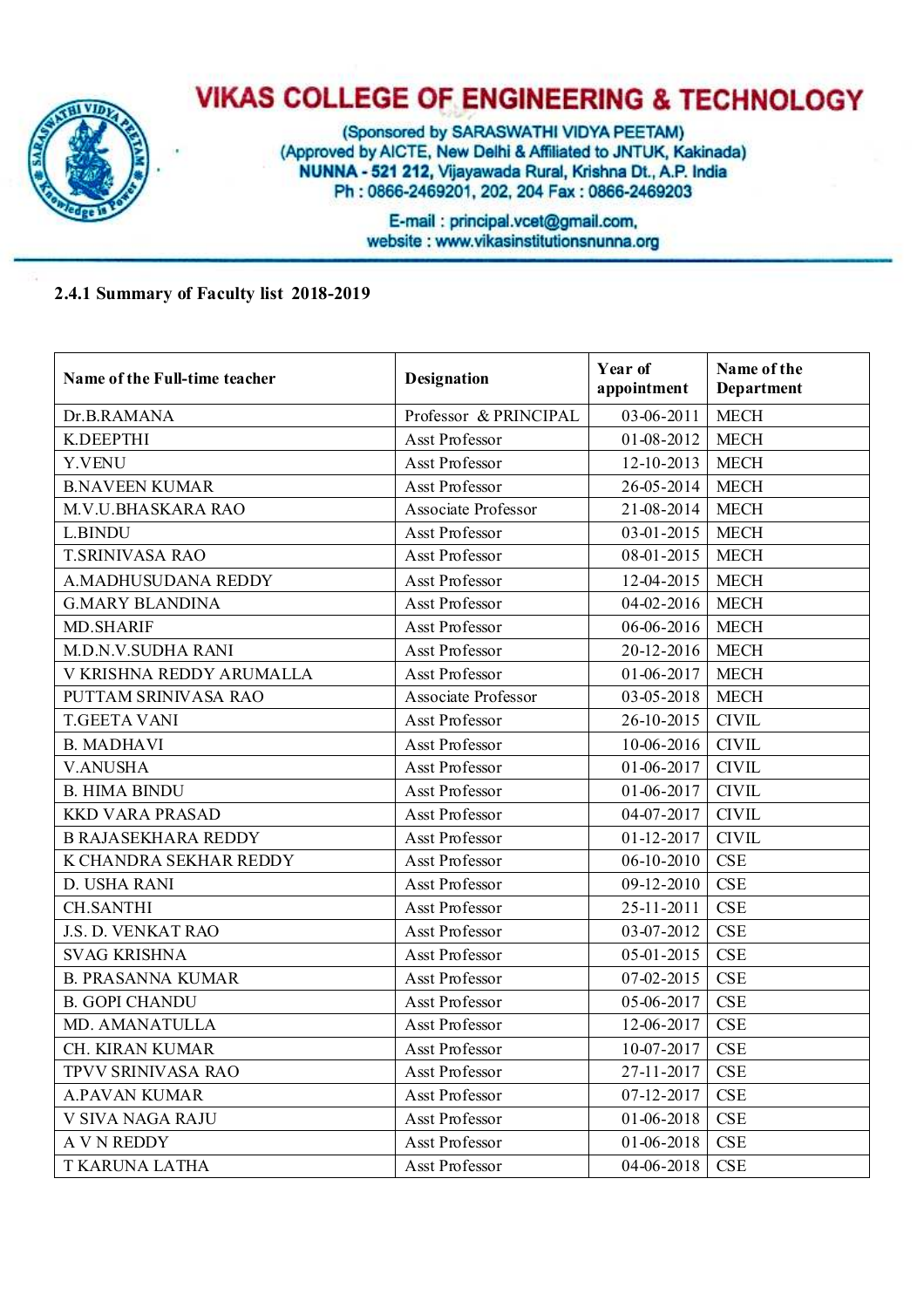# VIKAS COLLEGE OF ENGINEERING & TECHNOLOGY

(Sponsored by SARASWATHI VIDYA PEETAM)
(Approved by AICTE, New Delhi & Affiliated to JNTUK, Kakinada)
**NUNNA - 521 212,** Vijayawada Rural, Krishna Dt., A.P. India
Ph : 0866-2469201, 202, 204 Fax : 0866-2469203

E-mail : principal.vcet@gmail.com,
website : www.vikasinstitutionsnunna.org

**2.4.1 Summary of Faculty list 2018-2019**

| Name of the Full-time teacher | Designation | Year of appointment | Name of the Department |
|---|---|---|---|
| Dr.B.RAMANA | Professor & PRINCIPAL | 03-06-2011 | MECH |
| K.DEEPTHI | Asst Professor | 01-08-2012 | MECH |
| Y.VENU | Asst Professor | 12-10-2013 | MECH |
| B.NAVEEN KUMAR | Asst Professor | 26-05-2014 | MECH |
| M.V.U.BHASKARA RAO | Associate Professor | 21-08-2014 | MECH |
| L.BINDU | Asst Professor | 03-01-2015 | MECH |
| T.SRINIVASA RAO | Asst Professor | 08-01-2015 | MECH |
| A.MADHUSUDANA REDDY | Asst Professor | 12-04-2015 | MECH |
| G.MARY BLANDINA | Asst Professor | 04-02-2016 | MECH |
| MD.SHARIF | Asst Professor | 06-06-2016 | MECH |
| M.D.N.V.SUDHA RANI | Asst Professor | 20-12-2016 | MECH |
| V KRISHNA REDDY ARUMALLA | Asst Professor | 01-06-2017 | MECH |
| PUTTAM SRINIVASA RAO | Associate Professor | 03-05-2018 | MECH |
| T.GEETA VANI | Asst Professor | 26-10-2015 | CIVIL |
| B. MADHAVI | Asst Professor | 10-06-2016 | CIVIL |
| V.ANUSHA | Asst Professor | 01-06-2017 | CIVIL |
| B. HIMA BINDU | Asst Professor | 01-06-2017 | CIVIL |
| KKD VARA PRASAD | Asst Professor | 04-07-2017 | CIVIL |
| B RAJASEKHARA REDDY | Asst Professor | 01-12-2017 | CIVIL |
| K CHANDRA SEKHAR REDDY | Asst Professor | 06-10-2010 | CSE |
| D. USHA RANI | Asst Professor | 09-12-2010 | CSE |
| CH.SANTHI | Asst Professor | 25-11-2011 | CSE |
| J.S. D. VENKAT RAO | Asst Professor | 03-07-2012 | CSE |
| SVAG KRISHNA | Asst Professor | 05-01-2015 | CSE |
| B. PRASANNA KUMAR | Asst Professor | 07-02-2015 | CSE |
| B. GOPI CHANDU | Asst Professor | 05-06-2017 | CSE |
| MD. AMANATULLA | Asst Professor | 12-06-2017 | CSE |
| CH. KIRAN KUMAR | Asst Professor | 10-07-2017 | CSE |
| TPVV SRINIVASA RAO | Asst Professor | 27-11-2017 | CSE |
| A.PAVAN KUMAR | Asst Professor | 07-12-2017 | CSE |
| V SIVA NAGA RAJU | Asst Professor | 01-06-2018 | CSE |
| A V N REDDY | Asst Professor | 01-06-2018 | CSE |
| T KARUNA LATHA | Asst Professor | 04-06-2018 | CSE |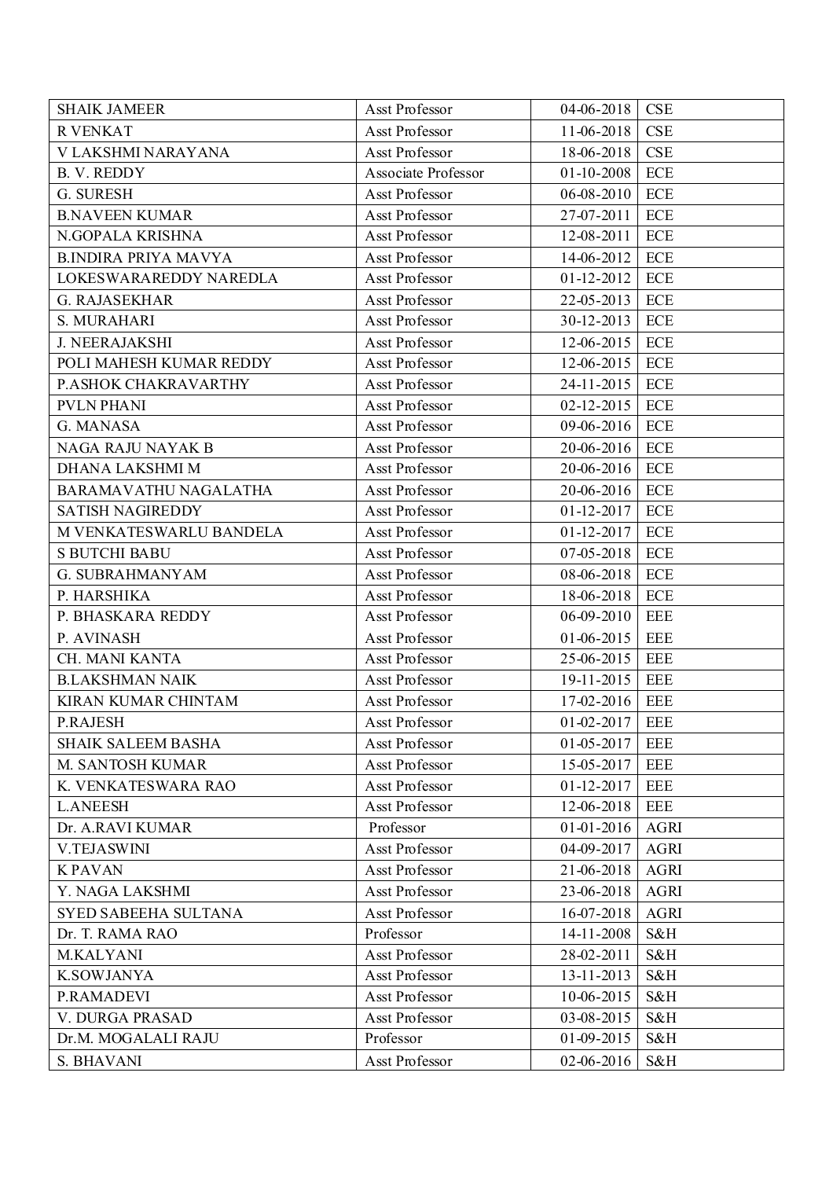| SHAIK JAMEER | Asst Professor | 04-06-2018 | CSE |
|---|---|---|---|
| R VENKAT | Asst Professor | 11-06-2018 | CSE |
| V LAKSHMI NARAYANA | Asst Professor | 18-06-2018 | CSE |
| B. V. REDDY | Associate Professor | 01-10-2008 | ECE |
| G. SURESH | Asst Professor | 06-08-2010 | ECE |
| B.NAVEEN KUMAR | Asst Professor | 27-07-2011 | ECE |
| N.GOPALA KRISHNA | Asst Professor | 12-08-2011 | ECE |
| B.INDIRA PRIYA MAVYA | Asst Professor | 14-06-2012 | ECE |
| LOKESWARAREDDY NAREDLA | Asst Professor | 01-12-2012 | ECE |
| G. RAJASEKHAR | Asst Professor | 22-05-2013 | ECE |
| S. MURAHARI | Asst Professor | 30-12-2013 | ECE |
| J. NEERAJAKSHI | Asst Professor | 12-06-2015 | ECE |
| POLI MAHESH KUMAR REDDY | Asst Professor | 12-06-2015 | ECE |
| P.ASHOK CHAKRAVARTHY | Asst Professor | 24-11-2015 | ECE |
| PVLN PHANI | Asst Professor | 02-12-2015 | ECE |
| G. MANASA | Asst Professor | 09-06-2016 | ECE |
| NAGA RAJU NAYAK B | Asst Professor | 20-06-2016 | ECE |
| DHANA LAKSHMI M | Asst Professor | 20-06-2016 | ECE |
| BARAMAVATHU NAGALATHA | Asst Professor | 20-06-2016 | ECE |
| SATISH NAGIREDDY | Asst Professor | 01-12-2017 | ECE |
| M VENKATESWARLU BANDELA | Asst Professor | 01-12-2017 | ECE |
| S BUTCHI BABU | Asst Professor | 07-05-2018 | ECE |
| G. SUBRAHMANYAM | Asst Professor | 08-06-2018 | ECE |
| P. HARSHIKA | Asst Professor | 18-06-2018 | ECE |
| P. BHASKARA REDDY | Asst Professor | 06-09-2010 | EEE |
| P. AVINASH | Asst Professor | 01-06-2015 | EEE |
| CH. MANI KANTA | Asst Professor | 25-06-2015 | EEE |
| B.LAKSHMAN NAIK | Asst Professor | 19-11-2015 | EEE |
| KIRAN KUMAR CHINTAM | Asst Professor | 17-02-2016 | EEE |
| P.RAJESH | Asst Professor | 01-02-2017 | EEE |
| SHAIK SALEEM BASHA | Asst Professor | 01-05-2017 | EEE |
| M. SANTOSH KUMAR | Asst Professor | 15-05-2017 | EEE |
| K. VENKATESWARA RAO | Asst Professor | 01-12-2017 | EEE |
| L.ANEESH | Asst Professor | 12-06-2018 | EEE |
| Dr. A.RAVI KUMAR | Professor | 01-01-2016 | AGRI |
| V.TEJASWINI | Asst Professor | 04-09-2017 | AGRI |
| K PAVAN | Asst Professor | 21-06-2018 | AGRI |
| Y. NAGA LAKSHMI | Asst Professor | 23-06-2018 | AGRI |
| SYED SABEEHA SULTANA | Asst Professor | 16-07-2018 | AGRI |
| Dr. T. RAMA RAO | Professor | 14-11-2008 | S&H |
| M.KALYANI | Asst Professor | 28-02-2011 | S&H |
| K.SOWJANYA | Asst Professor | 13-11-2013 | S&H |
| P.RAMADEVI | Asst Professor | 10-06-2015 | S&H |
| V. DURGA PRASAD | Asst Professor | 03-08-2015 | S&H |
| Dr.M. MOGALALI RAJU | Professor | 01-09-2015 | S&H |
| S. BHAVANI | Asst Professor | 02-06-2016 | S&H |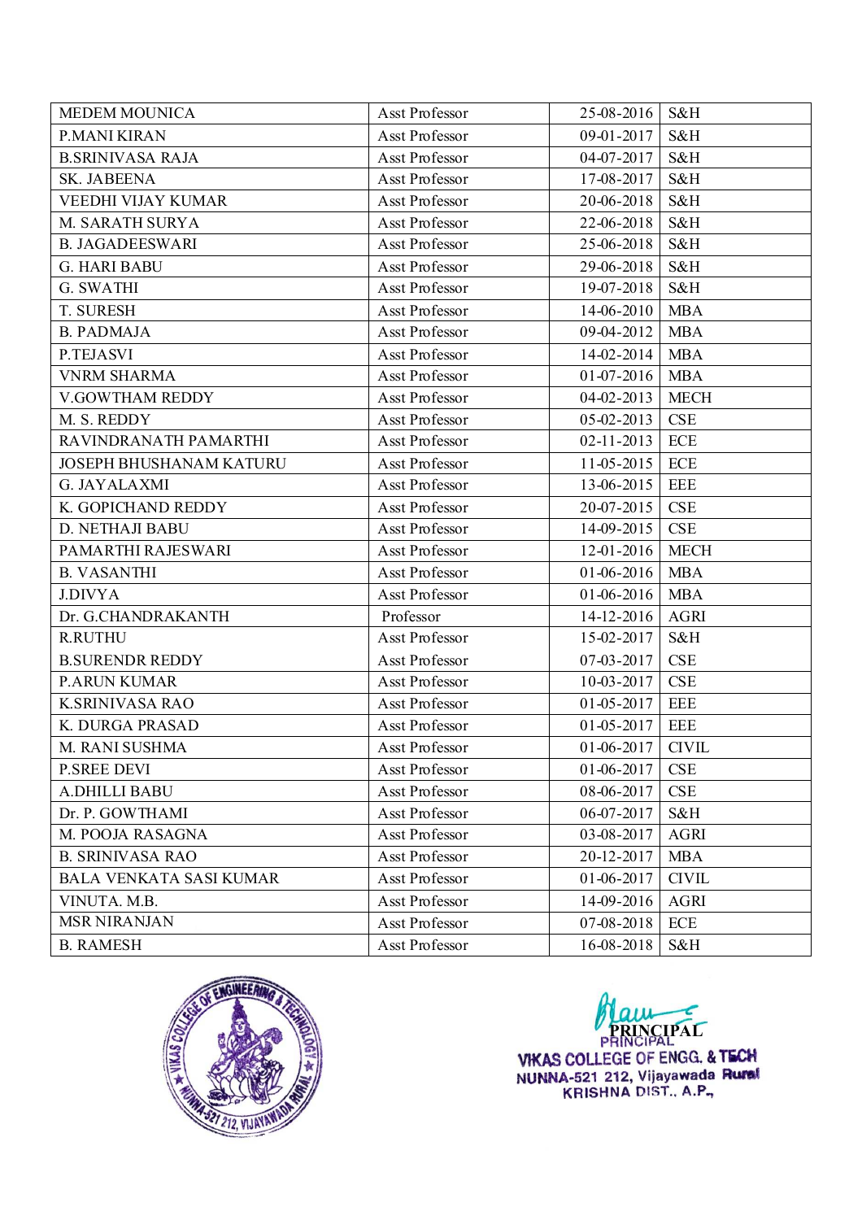| | | | |
|---|---|---|---|
| MEDEM MOUNICA | Asst Professor | 25-08-2016 | S&H |
| P.MANI KIRAN | Asst Professor | 09-01-2017 | S&H |
| B.SRINIVASA RAJA | Asst Professor | 04-07-2017 | S&H |
| SK. JABEENA | Asst Professor | 17-08-2017 | S&H |
| VEEDHI VIJAY KUMAR | Asst Professor | 20-06-2018 | S&H |
| M. SARATH SURYA | Asst Professor | 22-06-2018 | S&H |
| B. JAGADEESWARI | Asst Professor | 25-06-2018 | S&H |
| G. HARI BABU | Asst Professor | 29-06-2018 | S&H |
| G. SWATHI | Asst Professor | 19-07-2018 | S&H |
| T. SURESH | Asst Professor | 14-06-2010 | MBA |
| B. PADMAJA | Asst Professor | 09-04-2012 | MBA |
| P.TEJASVI | Asst Professor | 14-02-2014 | MBA |
| VNRM SHARMA | Asst Professor | 01-07-2016 | MBA |
| V.GOWTHAM REDDY | Asst Professor | 04-02-2013 | MECH |
| M. S. REDDY | Asst Professor | 05-02-2013 | CSE |
| RAVINDRANATH PAMARTHI | Asst Professor | 02-11-2013 | ECE |
| JOSEPH BHUSHANAM KATURU | Asst Professor | 11-05-2015 | ECE |
| G. JAYALAXMI | Asst Professor | 13-06-2015 | EEE |
| K. GOPICHAND REDDY | Asst Professor | 20-07-2015 | CSE |
| D. NETHAJI BABU | Asst Professor | 14-09-2015 | CSE |
| PAMARTHI RAJESWARI | Asst Professor | 12-01-2016 | MECH |
| B. VASANTHI | Asst Professor | 01-06-2016 | MBA |
| J.DIVYA | Asst Professor | 01-06-2016 | MBA |
| Dr. G.CHANDRAKANTH | Professor | 14-12-2016 | AGRI |
| R.RUTHU | Asst Professor | 15-02-2017 | S&H |
| B.SURENDR REDDY | Asst Professor | 07-03-2017 | CSE |
| P.ARUN KUMAR | Asst Professor | 10-03-2017 | CSE |
| K.SRINIVASA RAO | Asst Professor | 01-05-2017 | EEE |
| K. DURGA PRASAD | Asst Professor | 01-05-2017 | EEE |
| M. RANI SUSHMA | Asst Professor | 01-06-2017 | CIVIL |
| P.SREE DEVI | Asst Professor | 01-06-2017 | CSE |
| A.DHILLI BABU | Asst Professor | 08-06-2017 | CSE |
| Dr. P. GOWTHAMI | Asst Professor | 06-07-2017 | S&H |
| M. POOJA RASAGNA | Asst Professor | 03-08-2017 | AGRI |
| B. SRINIVASA RAO | Asst Professor | 20-12-2017 | MBA |
| BALA VENKATA SASI KUMAR | Asst Professor | 01-06-2017 | CIVIL |
| VINUTA. M.B. | Asst Professor | 14-09-2016 | AGRI |
| MSR NIRANJAN | Asst Professor | 07-08-2018 | ECE |
| B. RAMESH | Asst Professor | 16-08-2018 | S&H |

PRINCIPAL

PRINCIPAL
VIKAS COLLEGE OF ENGG. & TECH
NUNNA-521 212, Vijayawada Rural
KRISHNA DIST., A.P.,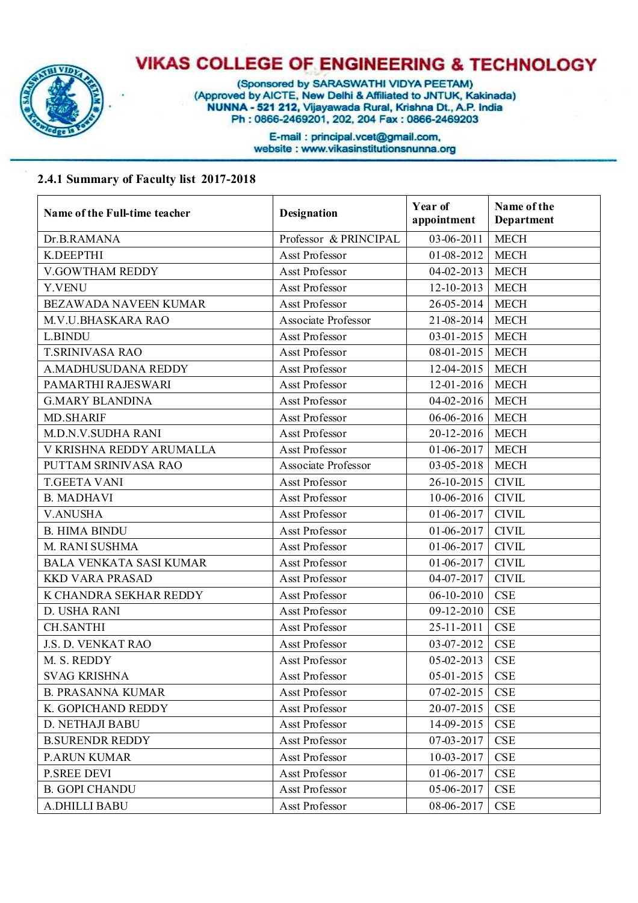# VIKAS COLLEGE OF ENGINEERING & TECHNOLOGY

(Sponsored by SARASWATHI VIDYA PEETAM)
(Approved by AICTE, New Delhi & Affiliated to JNTUK, Kakinada)
NUNNA - 521 212, Vijayawada Rural, Krishna Dt., A.P. India
Ph : 0866-2469201, 202, 204 Fax : 0866-2469203

E-mail : principal.vcet@gmail.com,
website : www.vikasinstitutionsnunna.org

## 2.4.1 Summary of Faculty list 2017-2018

| Name of the Full-time teacher | Designation | Year of appointment | Name of the Department |
|---|---|---|---|
| Dr.B.RAMANA | Professor & PRINCIPAL | 03-06-2011 | MECH |
| K.DEEPTHI | Asst Professor | 01-08-2012 | MECH |
| V.GOWTHAM REDDY | Asst Professor | 04-02-2013 | MECH |
| Y.VENU | Asst Professor | 12-10-2013 | MECH |
| BEZAWADA NAVEEN KUMAR | Asst Professor | 26-05-2014 | MECH |
| M.V.U.BHASKARA RAO | Associate Professor | 21-08-2014 | MECH |
| L.BINDU | Asst Professor | 03-01-2015 | MECH |
| T.SRINIVASA RAO | Asst Professor | 08-01-2015 | MECH |
| A.MADHUSUDANA REDDY | Asst Professor | 12-04-2015 | MECH |
| PAMARTHI RAJESWARI | Asst Professor | 12-01-2016 | MECH |
| G.MARY BLANDINA | Asst Professor | 04-02-2016 | MECH |
| MD.SHARIF | Asst Professor | 06-06-2016 | MECH |
| M.D.N.V.SUDHA RANI | Asst Professor | 20-12-2016 | MECH |
| V KRISHNA REDDY ARUMALLA | Asst Professor | 01-06-2017 | MECH |
| PUTTAM SRINIVASA RAO | Associate Professor | 03-05-2018 | MECH |
| T.GEETA VANI | Asst Professor | 26-10-2015 | CIVIL |
| B. MADHAVI | Asst Professor | 10-06-2016 | CIVIL |
| V.ANUSHA | Asst Professor | 01-06-2017 | CIVIL |
| B. HIMA BINDU | Asst Professor | 01-06-2017 | CIVIL |
| M. RANI SUSHMA | Asst Professor | 01-06-2017 | CIVIL |
| BALA VENKATA SASI KUMAR | Asst Professor | 01-06-2017 | CIVIL |
| KKD VARA PRASAD | Asst Professor | 04-07-2017 | CIVIL |
| K CHANDRA SEKHAR REDDY | Asst Professor | 06-10-2010 | CSE |
| D. USHA RANI | Asst Professor | 09-12-2010 | CSE |
| CH.SANTHI | Asst Professor | 25-11-2011 | CSE |
| J.S. D. VENKAT RAO | Asst Professor | 03-07-2012 | CSE |
| M. S. REDDY | Asst Professor | 05-02-2013 | CSE |
| SVAG KRISHNA | Asst Professor | 05-01-2015 | CSE |
| B. PRASANNA KUMAR | Asst Professor | 07-02-2015 | CSE |
| K. GOPICHAND REDDY | Asst Professor | 20-07-2015 | CSE |
| D. NETHAJI BABU | Asst Professor | 14-09-2015 | CSE |
| B.SURENDR REDDY | Asst Professor | 07-03-2017 | CSE |
| P.ARUN KUMAR | Asst Professor | 10-03-2017 | CSE |
| P.SREE DEVI | Asst Professor | 01-06-2017 | CSE |
| B. GOPI CHANDU | Asst Professor | 05-06-2017 | CSE |
| A.DHILLI BABU | Asst Professor | 08-06-2017 | CSE |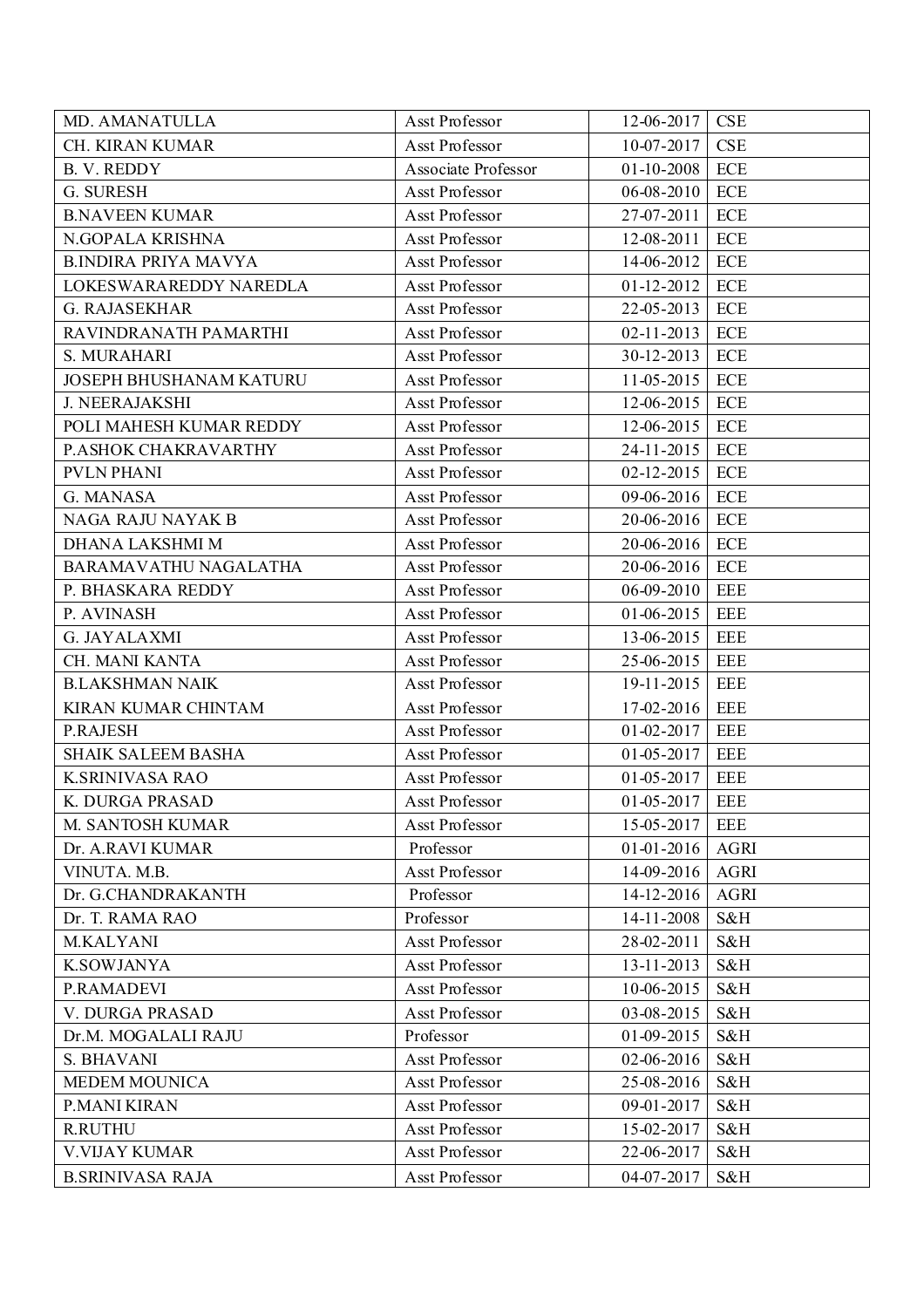| | | | |
|---|---|---|---|
| MD. AMANATULLA | Asst Professor | 12-06-2017 | CSE |
| CH. KIRAN KUMAR | Asst Professor | 10-07-2017 | CSE |
| B. V. REDDY | Associate Professor | 01-10-2008 | ECE |
| G. SURESH | Asst Professor | 06-08-2010 | ECE |
| B.NAVEEN KUMAR | Asst Professor | 27-07-2011 | ECE |
| N.GOPALA KRISHNA | Asst Professor | 12-08-2011 | ECE |
| B.INDIRA PRIYA MAVYA | Asst Professor | 14-06-2012 | ECE |
| LOKESWARAREDDY NAREDLA | Asst Professor | 01-12-2012 | ECE |
| G. RAJASEKHAR | Asst Professor | 22-05-2013 | ECE |
| RAVINDRANATH PAMARTHI | Asst Professor | 02-11-2013 | ECE |
| S. MURAHARI | Asst Professor | 30-12-2013 | ECE |
| JOSEPH BHUSHANAM KATURU | Asst Professor | 11-05-2015 | ECE |
| J. NEERAJAKSHI | Asst Professor | 12-06-2015 | ECE |
| POLI MAHESH KUMAR REDDY | Asst Professor | 12-06-2015 | ECE |
| P.ASHOK CHAKRAVARTHY | Asst Professor | 24-11-2015 | ECE |
| PVLN PHANI | Asst Professor | 02-12-2015 | ECE |
| G. MANASA | Asst Professor | 09-06-2016 | ECE |
| NAGA RAJU NAYAK B | Asst Professor | 20-06-2016 | ECE |
| DHANA LAKSHMI M | Asst Professor | 20-06-2016 | ECE |
| BARAMAVATHU NAGALATHA | Asst Professor | 20-06-2016 | ECE |
| P. BHASKARA REDDY | Asst Professor | 06-09-2010 | EEE |
| P. AVINASH | Asst Professor | 01-06-2015 | EEE |
| G. JAYALAXMI | Asst Professor | 13-06-2015 | EEE |
| CH. MANI KANTA | Asst Professor | 25-06-2015 | EEE |
| B.LAKSHMAN NAIK | Asst Professor | 19-11-2015 | EEE |
| KIRAN KUMAR CHINTAM | Asst Professor | 17-02-2016 | EEE |
| P.RAJESH | Asst Professor | 01-02-2017 | EEE |
| SHAIK SALEEM BASHA | Asst Professor | 01-05-2017 | EEE |
| K.SRINIVASA RAO | Asst Professor | 01-05-2017 | EEE |
| K. DURGA PRASAD | Asst Professor | 01-05-2017 | EEE |
| M. SANTOSH KUMAR | Asst Professor | 15-05-2017 | EEE |
| Dr. A.RAVI KUMAR | Professor | 01-01-2016 | AGRI |
| VINUTA. M.B. | Asst Professor | 14-09-2016 | AGRI |
| Dr. G.CHANDRAKANTH | Professor | 14-12-2016 | AGRI |
| Dr. T. RAMA RAO | Professor | 14-11-2008 | S&H |
| M.KALYANI | Asst Professor | 28-02-2011 | S&H |
| K.SOWJANYA | Asst Professor | 13-11-2013 | S&H |
| P.RAMADEVI | Asst Professor | 10-06-2015 | S&H |
| V. DURGA PRASAD | Asst Professor | 03-08-2015 | S&H |
| Dr.M. MOGALALI RAJU | Professor | 01-09-2015 | S&H |
| S. BHAVANI | Asst Professor | 02-06-2016 | S&H |
| MEDEM MOUNICA | Asst Professor | 25-08-2016 | S&H |
| P.MANI KIRAN | Asst Professor | 09-01-2017 | S&H |
| R.RUTHU | Asst Professor | 15-02-2017 | S&H |
| V.VIJAY KUMAR | Asst Professor | 22-06-2017 | S&H |
| B.SRINIVASA RAJA | Asst Professor | 04-07-2017 | S&H |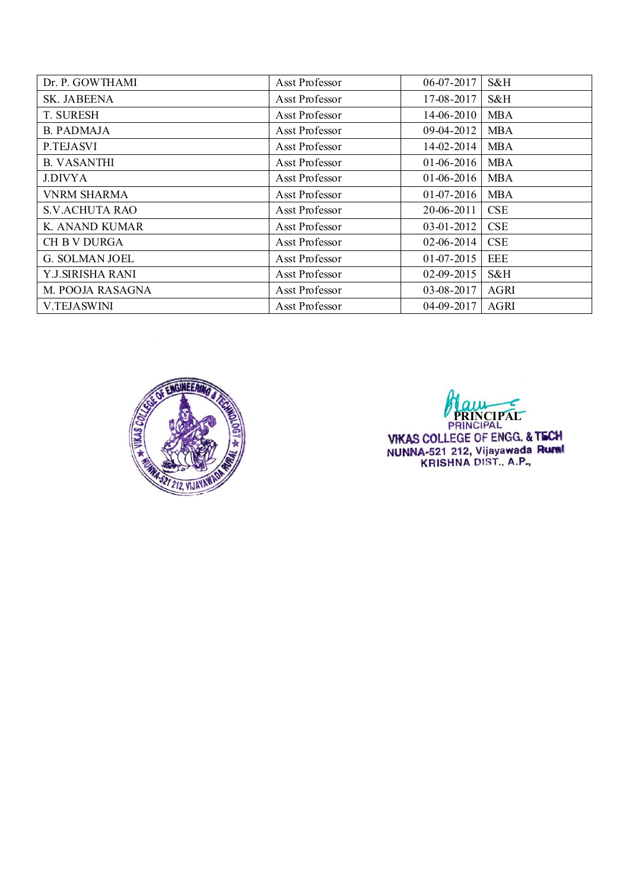| Dr. P. GOWTHAMI | Asst Professor | 06-07-2017 | S&H |
|---|---|---|---|
| SK. JABEENA | Asst Professor | 17-08-2017 | S&H |
| T. SURESH | Asst Professor | 14-06-2010 | MBA |
| B. PADMAJA | Asst Professor | 09-04-2012 | MBA |
| P.TEJASVI | Asst Professor | 14-02-2014 | MBA |
| B. VASANTHI | Asst Professor | 01-06-2016 | MBA |
| J.DIVYA | Asst Professor | 01-06-2016 | MBA |
| VNRM SHARMA | Asst Professor | 01-07-2016 | MBA |
| S.V.ACHUTA RAO | Asst Professor | 20-06-2011 | CSE |
| K. ANAND KUMAR | Asst Professor | 03-01-2012 | CSE |
| CH B V DURGA | Asst Professor | 02-06-2014 | CSE |
| G. SOLMAN JOEL | Asst Professor | 01-07-2015 | EEE |
| Y.J.SIRISHA RANI | Asst Professor | 02-09-2015 | S&H |
| M. POOJA RASAGNA | Asst Professor | 03-08-2017 | AGRI |
| V.TEJASWINI | Asst Professor | 04-09-2017 | AGRI |

PRINCIPAL

PRINCIPAL
VIKAS COLLEGE OF ENGG. & TECH
NUNNA-521 212, Vijayawada Rural
KRISHNA DIST., A.P.,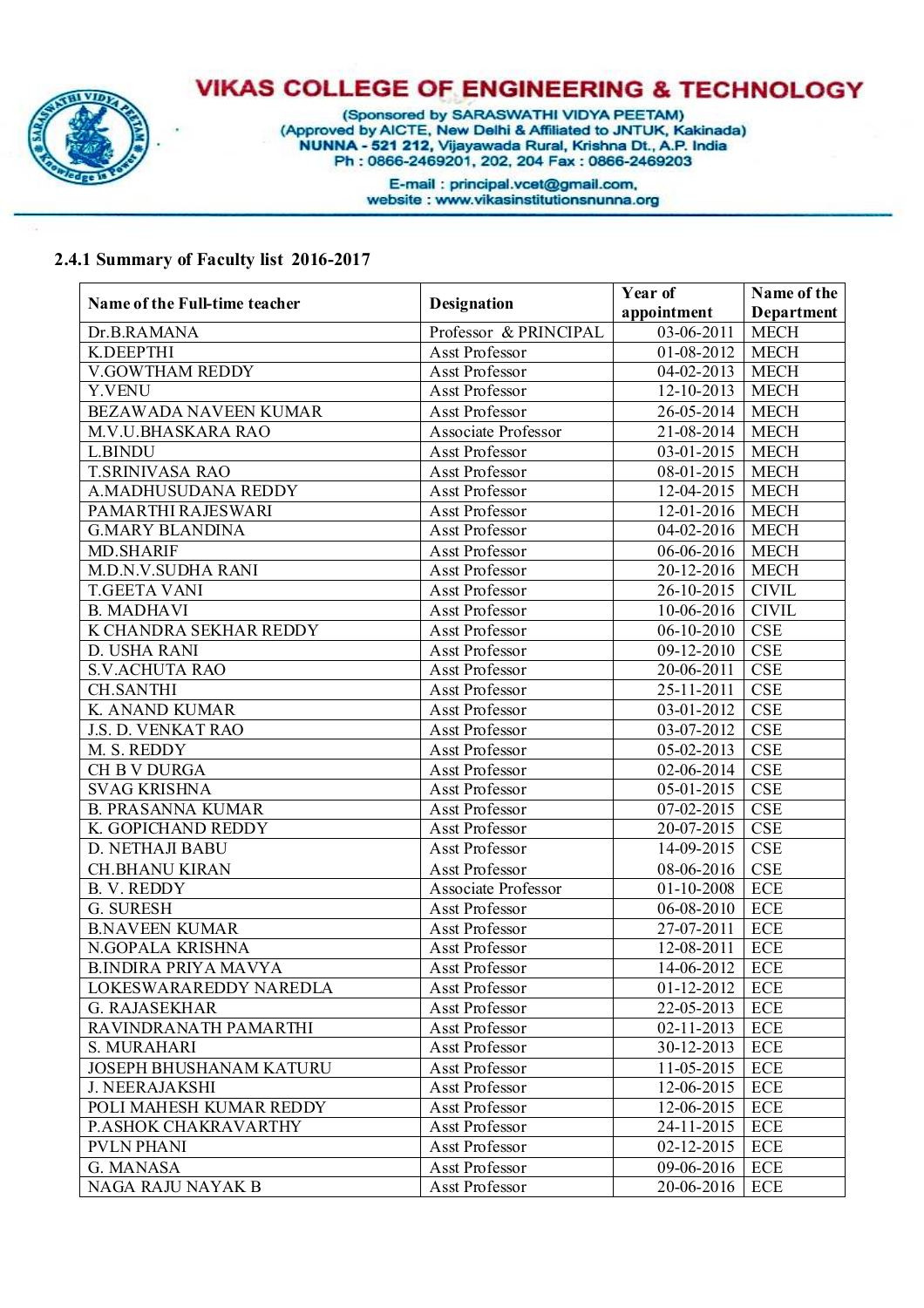# VIKAS COLLEGE OF ENGINEERING & TECHNOLOGY

(Sponsored by SARASWATHI VIDYA PEETAM)
(Approved by AICTE, New Delhi & Affiliated to JNTUK, Kakinada)
NUNNA - 521 212, Vijayawada Rural, Krishna Dt., A.P. India
Ph : 0866-2469201, 202, 204 Fax : 0866-2469203
E-mail : principal.vcet@gmail.com,
website : www.vikasinstitutionsnunna.org

## 2.4.1 Summary of Faculty list 2016-2017

| Name of the Full-time teacher | Designation | Year of appointment | Name of the Department |
|---|---|---|---|
| Dr.B.RAMANA | Professor & PRINCIPAL | 03-06-2011 | MECH |
| K.DEEPTHI | Asst Professor | 01-08-2012 | MECH |
| V.GOWTHAM REDDY | Asst Professor | 04-02-2013 | MECH |
| Y.VENU | Asst Professor | 12-10-2013 | MECH |
| BEZAWADA NAVEEN KUMAR | Asst Professor | 26-05-2014 | MECH |
| M.V.U.BHASKARA RAO | Associate Professor | 21-08-2014 | MECH |
| L.BINDU | Asst Professor | 03-01-2015 | MECH |
| T.SRINIVASA RAO | Asst Professor | 08-01-2015 | MECH |
| A.MADHUSUDANA REDDY | Asst Professor | 12-04-2015 | MECH |
| PAMARTHI RAJESWARI | Asst Professor | 12-01-2016 | MECH |
| G.MARY BLANDINA | Asst Professor | 04-02-2016 | MECH |
| MD.SHARIF | Asst Professor | 06-06-2016 | MECH |
| M.D.N.V.SUDHA RANI | Asst Professor | 20-12-2016 | MECH |
| T.GEETA VANI | Asst Professor | 26-10-2015 | CIVIL |
| B. MADHAVI | Asst Professor | 10-06-2016 | CIVIL |
| K CHANDRA SEKHAR REDDY | Asst Professor | 06-10-2010 | CSE |
| D. USHA RANI | Asst Professor | 09-12-2010 | CSE |
| S.V.ACHUTA RAO | Asst Professor | 20-06-2011 | CSE |
| CH.SANTHI | Asst Professor | 25-11-2011 | CSE |
| K. ANAND KUMAR | Asst Professor | 03-01-2012 | CSE |
| J.S. D. VENKAT RAO | Asst Professor | 03-07-2012 | CSE |
| M. S. REDDY | Asst Professor | 05-02-2013 | CSE |
| CH B V DURGA | Asst Professor | 02-06-2014 | CSE |
| SVAG KRISHNA | Asst Professor | 05-01-2015 | CSE |
| B. PRASANNA KUMAR | Asst Professor | 07-02-2015 | CSE |
| K. GOPICHAND REDDY | Asst Professor | 20-07-2015 | CSE |
| D. NETHAJI BABU | Asst Professor | 14-09-2015 | CSE |
| CH.BHANU KIRAN | Asst Professor | 08-06-2016 | CSE |
| B. V. REDDY | Associate Professor | 01-10-2008 | ECE |
| G. SURESH | Asst Professor | 06-08-2010 | ECE |
| B.NAVEEN KUMAR | Asst Professor | 27-07-2011 | ECE |
| N.GOPALA KRISHNA | Asst Professor | 12-08-2011 | ECE |
| B.INDIRA PRIYA MAVYA | Asst Professor | 14-06-2012 | ECE |
| LOKESWARAREDDY NAREDLA | Asst Professor | 01-12-2012 | ECE |
| G. RAJASEKHAR | Asst Professor | 22-05-2013 | ECE |
| RAVINDRANATH PAMARTHI | Asst Professor | 02-11-2013 | ECE |
| S. MURAHARI | Asst Professor | 30-12-2013 | ECE |
| JOSEPH BHUSHANAM KATURU | Asst Professor | 11-05-2015 | ECE |
| J. NEERAJAKSHI | Asst Professor | 12-06-2015 | ECE |
| POLI MAHESH KUMAR REDDY | Asst Professor | 12-06-2015 | ECE |
| P.ASHOK CHAKRAVARTHY | Asst Professor | 24-11-2015 | ECE |
| PVLN PHANI | Asst Professor | 02-12-2015 | ECE |
| G. MANASA | Asst Professor | 09-06-2016 | ECE |
| NAGA RAJU NAYAK B | Asst Professor | 20-06-2016 | ECE |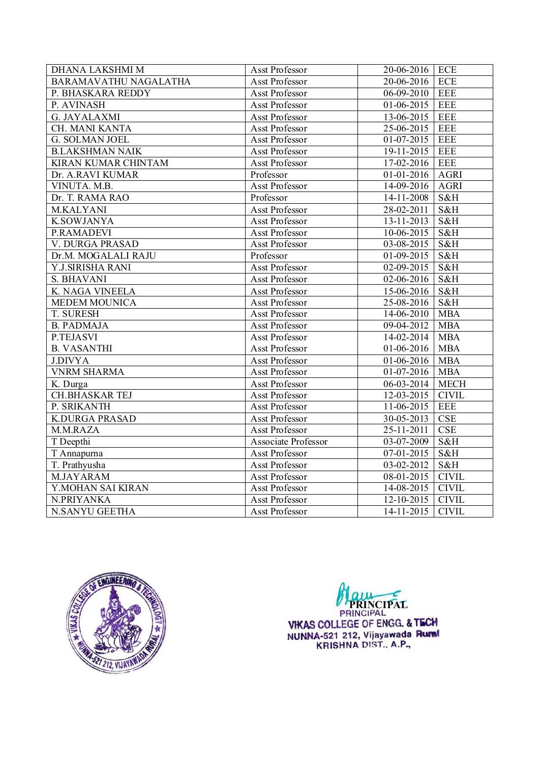| DHANA LAKSHMI M | Asst Professor | 20-06-2016 | ECE |
|---|---|---|---|
| BARAMAVATHU NAGALATHA | Asst Professor | 20-06-2016 | ECE |
| P. BHASKARA REDDY | Asst Professor | 06-09-2010 | EEE |
| P. AVINASH | Asst Professor | 01-06-2015 | EEE |
| G. JAYALAXMI | Asst Professor | 13-06-2015 | EEE |
| CH. MANI KANTA | Asst Professor | 25-06-2015 | EEE |
| G. SOLMAN JOEL | Asst Professor | 01-07-2015 | EEE |
| B.LAKSHMAN NAIK | Asst Professor | 19-11-2015 | EEE |
| KIRAN KUMAR CHINTAM | Asst Professor | 17-02-2016 | EEE |
| Dr. A.RAVI KUMAR | Professor | 01-01-2016 | AGRI |
| VINUTA. M.B. | Asst Professor | 14-09-2016 | AGRI |
| Dr. T. RAMA RAO | Professor | 14-11-2008 | S&H |
| M.KALYANI | Asst Professor | 28-02-2011 | S&H |
| K.SOWJANYA | Asst Professor | 13-11-2013 | S&H |
| P.RAMADEVI | Asst Professor | 10-06-2015 | S&H |
| V. DURGA PRASAD | Asst Professor | 03-08-2015 | S&H |
| Dr.M. MOGALALI RAJU | Professor | 01-09-2015 | S&H |
| Y.J.SIRISHA RANI | Asst Professor | 02-09-2015 | S&H |
| S. BHAVANI | Asst Professor | 02-06-2016 | S&H |
| K. NAGA VINEELA | Asst Professor | 15-06-2016 | S&H |
| MEDEM MOUNICA | Asst Professor | 25-08-2016 | S&H |
| T. SURESH | Asst Professor | 14-06-2010 | MBA |
| B. PADMAJA | Asst Professor | 09-04-2012 | MBA |
| P.TEJASVI | Asst Professor | 14-02-2014 | MBA |
| B. VASANTHI | Asst Professor | 01-06-2016 | MBA |
| J.DIVYA | Asst Professor | 01-06-2016 | MBA |
| VNRM SHARMA | Asst Professor | 01-07-2016 | MBA |
| K. Durga | Asst Professor | 06-03-2014 | MECH |
| CH.BHASKAR TEJ | Asst Professor | 12-03-2015 | CIVIL |
| P. SRIKANTH | Asst Professor | 11-06-2015 | EEE |
| K.DURGA PRASAD | Asst Professor | 30-05-2013 | CSE |
| M.M.RAZA | Asst Professor | 25-11-2011 | CSE |
| T Deepthi | Associate Professor | 03-07-2009 | S&H |
| T Annapurna | Asst Professor | 07-01-2015 | S&H |
| T. Prathyusha | Asst Professor | 03-02-2012 | S&H |
| M.JAYARAM | Asst Professor | 08-01-2015 | CIVIL |
| Y.MOHAN SAI KIRAN | Asst Professor | 14-08-2015 | CIVIL |
| N.PRIYANKA | Asst Professor | 12-10-2015 | CIVIL |
| N.SANYU GEETHA | Asst Professor | 14-11-2015 | CIVIL |

PRINCIPAL

PRINCIPAL
VIKAS COLLEGE OF ENGG. & TECH
NUNNA-521 212, Vijayawada Rural
KRISHNA DIST., A.P.,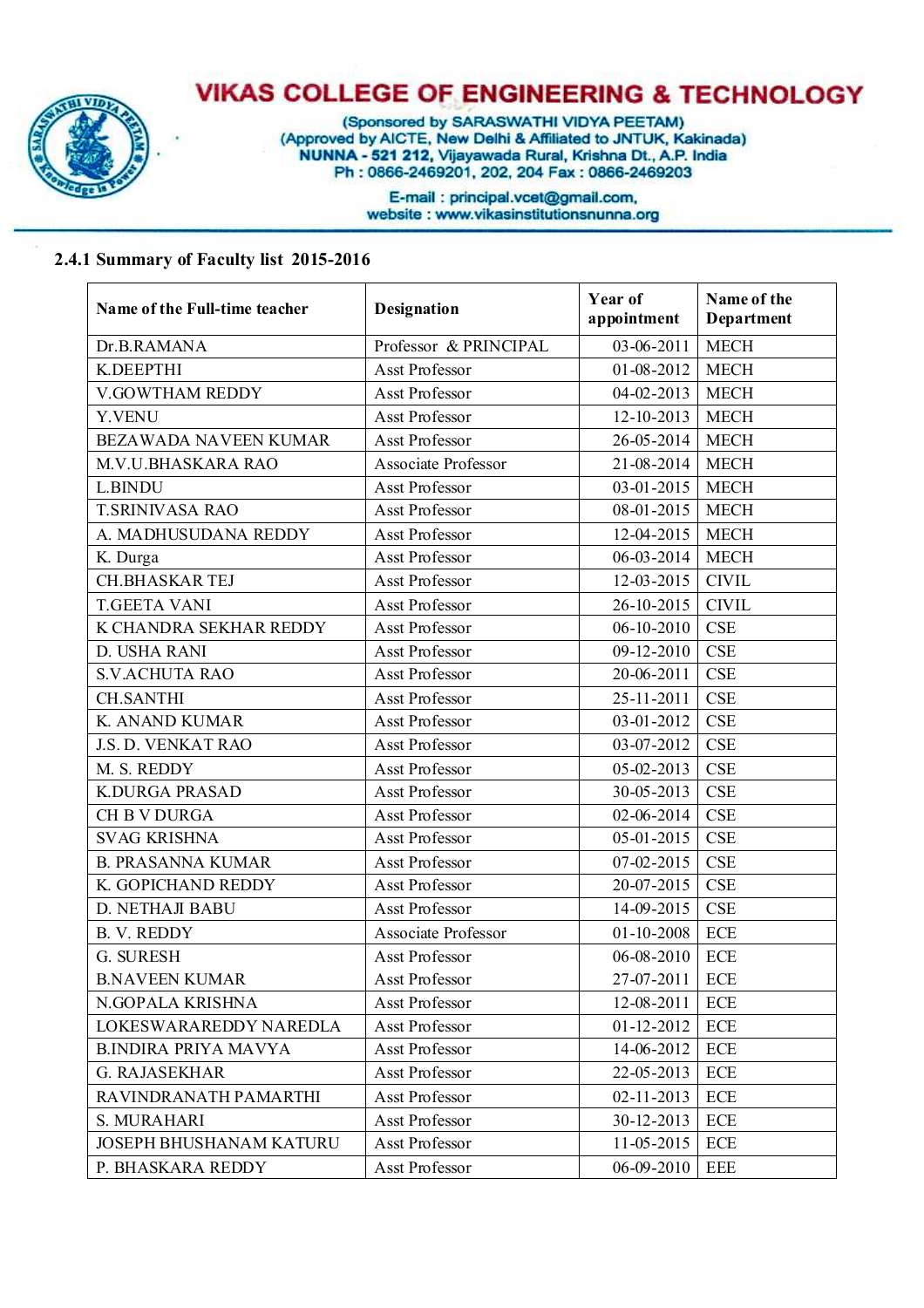# VIKAS COLLEGE OF ENGINEERING & TECHNOLOGY

(Sponsored by SARASWATHI VIDYA PEETAM)
(Approved by AICTE, New Delhi & Affiliated to JNTUK, Kakinada)
NUNNA - 521 212, Vijayawada Rural, Krishna Dt., A.P. India
Ph : 0866-2469201, 202, 204 Fax : 0866-2469203
E-mail : principal.vcet@gmail.com,
website : www.vikasinstitutionsnunna.org

## 2.4.1 Summary of Faculty list 2015-2016

| Name of the Full-time teacher | Designation | Year of appointment | Name of the Department |
|---|---|---|---|
| Dr.B.RAMANA | Professor & PRINCIPAL | 03-06-2011 | MECH |
| K.DEEPTHI | Asst Professor | 01-08-2012 | MECH |
| V.GOWTHAM REDDY | Asst Professor | 04-02-2013 | MECH |
| Y.VENU | Asst Professor | 12-10-2013 | MECH |
| BEZAWADA NAVEEN KUMAR | Asst Professor | 26-05-2014 | MECH |
| M.V.U.BHASKARA RAO | Associate Professor | 21-08-2014 | MECH |
| L.BINDU | Asst Professor | 03-01-2015 | MECH |
| T.SRINIVASA RAO | Asst Professor | 08-01-2015 | MECH |
| A. MADHUSUDANA REDDY | Asst Professor | 12-04-2015 | MECH |
| K. Durga | Asst Professor | 06-03-2014 | MECH |
| CH.BHASKAR TEJ | Asst Professor | 12-03-2015 | CIVIL |
| T.GEETA VANI | Asst Professor | 26-10-2015 | CIVIL |
| K CHANDRA SEKHAR REDDY | Asst Professor | 06-10-2010 | CSE |
| D. USHA RANI | Asst Professor | 09-12-2010 | CSE |
| S.V.ACHUTA RAO | Asst Professor | 20-06-2011 | CSE |
| CH.SANTHI | Asst Professor | 25-11-2011 | CSE |
| K. ANAND KUMAR | Asst Professor | 03-01-2012 | CSE |
| J.S. D. VENKAT RAO | Asst Professor | 03-07-2012 | CSE |
| M. S. REDDY | Asst Professor | 05-02-2013 | CSE |
| K.DURGA PRASAD | Asst Professor | 30-05-2013 | CSE |
| CH B V DURGA | Asst Professor | 02-06-2014 | CSE |
| SVAG KRISHNA | Asst Professor | 05-01-2015 | CSE |
| B. PRASANNA KUMAR | Asst Professor | 07-02-2015 | CSE |
| K. GOPICHAND REDDY | Asst Professor | 20-07-2015 | CSE |
| D. NETHAJI BABU | Asst Professor | 14-09-2015 | CSE |
| B. V. REDDY | Associate Professor | 01-10-2008 | ECE |
| G. SURESH | Asst Professor | 06-08-2010 | ECE |
| B.NAVEEN KUMAR | Asst Professor | 27-07-2011 | ECE |
| N.GOPALA KRISHNA | Asst Professor | 12-08-2011 | ECE |
| LOKESWARAREDDY NAREDLA | Asst Professor | 01-12-2012 | ECE |
| B.INDIRA PRIYA MAVYA | Asst Professor | 14-06-2012 | ECE |
| G. RAJASEKHAR | Asst Professor | 22-05-2013 | ECE |
| RAVINDRANATH PAMARTHI | Asst Professor | 02-11-2013 | ECE |
| S. MURAHARI | Asst Professor | 30-12-2013 | ECE |
| JOSEPH BHUSHANAM KATURU | Asst Professor | 11-05-2015 | ECE |
| P. BHASKARA REDDY | Asst Professor | 06-09-2010 | EEE |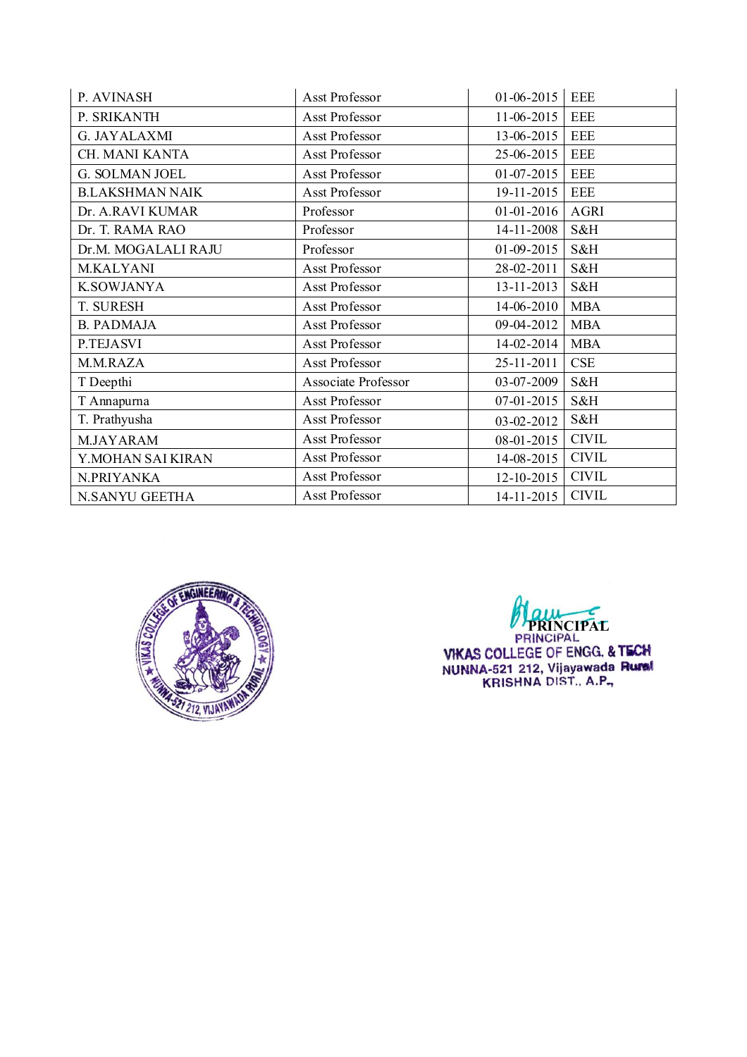| | | | |
|---|---|---|---|
| P. AVINASH | Asst Professor | 01-06-2015 | EEE |
| P. SRIKANTH | Asst Professor | 11-06-2015 | EEE |
| G. JAYALAXMI | Asst Professor | 13-06-2015 | EEE |
| CH. MANI KANTA | Asst Professor | 25-06-2015 | EEE |
| G. SOLMAN JOEL | Asst Professor | 01-07-2015 | EEE |
| B.LAKSHMAN NAIK | Asst Professor | 19-11-2015 | EEE |
| Dr. A.RAVI KUMAR | Professor | 01-01-2016 | AGRI |
| Dr. T. RAMA RAO | Professor | 14-11-2008 | S&H |
| Dr.M. MOGALALI RAJU | Professor | 01-09-2015 | S&H |
| M.KALYANI | Asst Professor | 28-02-2011 | S&H |
| K.SOWJANYA | Asst Professor | 13-11-2013 | S&H |
| T. SURESH | Asst Professor | 14-06-2010 | MBA |
| B. PADMAJA | Asst Professor | 09-04-2012 | MBA |
| P.TEJASVI | Asst Professor | 14-02-2014 | MBA |
| M.M.RAZA | Asst Professor | 25-11-2011 | CSE |
| T Deepthi | Associate Professor | 03-07-2009 | S&H |
| T Annapurna | Asst Professor | 07-01-2015 | S&H |
| T. Prathyusha | Asst Professor | 03-02-2012 | S&H |
| M.JAYARAM | Asst Professor | 08-01-2015 | CIVIL |
| Y.MOHAN SAI KIRAN | Asst Professor | 14-08-2015 | CIVIL |
| N.PRIYANKA | Asst Professor | 12-10-2015 | CIVIL |
| N.SANYU GEETHA | Asst Professor | 14-11-2015 | CIVIL |

VIKAS COLLEGE OF ENGINEERING & TECHNOLOGY, NUNNA-521 212, VIJAYAWADA RURAL

**PRINCIPAL**

PRINCIPAL
VIKAS COLLEGE OF ENGG. & TECH
NUNNA-521 212, Vijayawada Rural
KRISHNA DIST., A.P.,